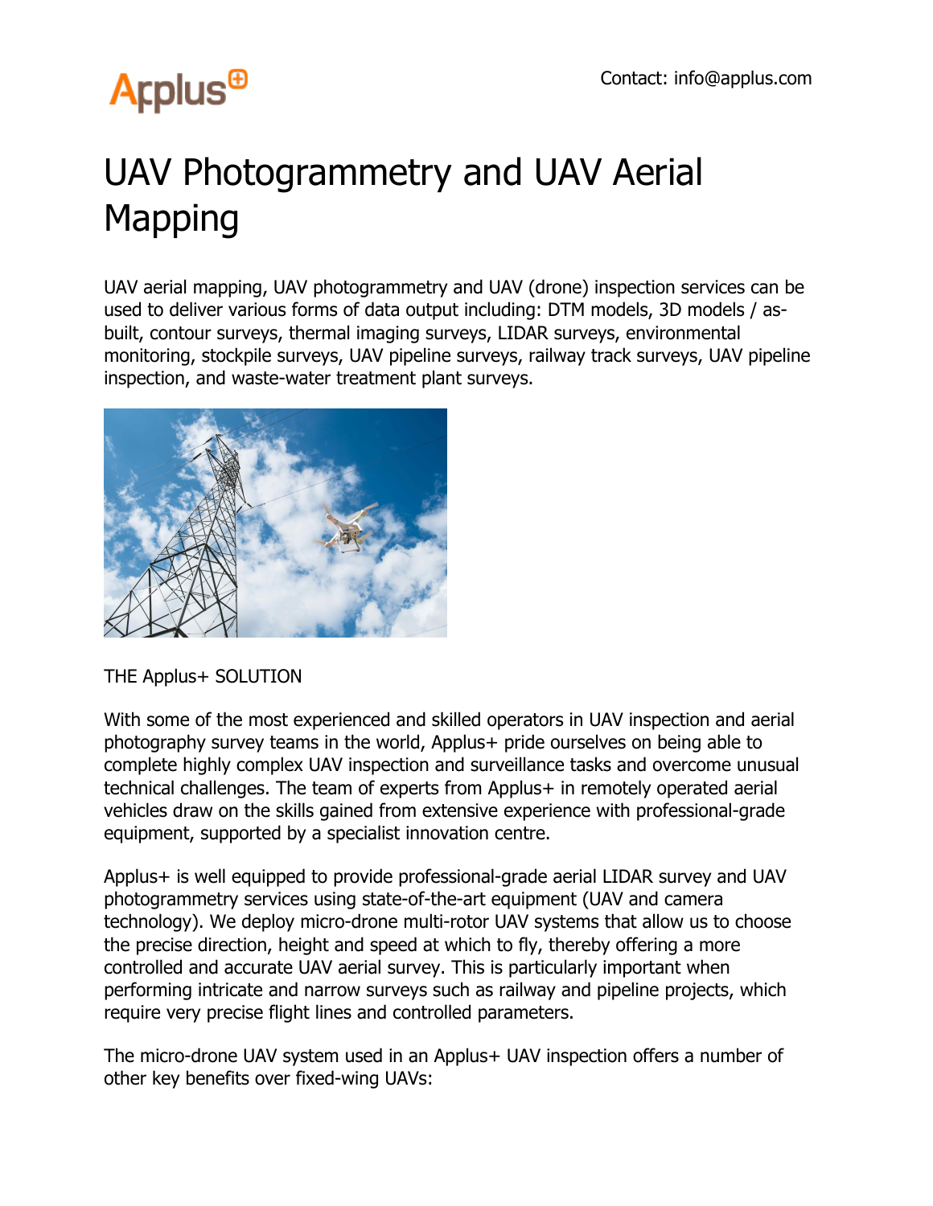Contact: info@applus.com

# UAV Photogrammetry and UAV Aerial Mapping

UAV aerial mapping, UAV photogrammetry and UAV (drone) inspection services can be used to deliver various forms of data output including: DTM models, 3D models / as-built, contour surveys, thermal imaging surveys, LIDAR surveys, environmental monitoring, stockpile surveys, UAV pipeline surveys, railway track surveys, UAV pipeline inspection, and waste-water treatment plant surveys.

THE Applus+ SOLUTION

With some of the most experienced and skilled operators in UAV inspection and aerial photography survey teams in the world, Applus+ pride ourselves on being able to complete highly complex UAV inspection and surveillance tasks and overcome unusual technical challenges. The team of experts from Applus+ in remotely operated aerial vehicles draw on the skills gained from extensive experience with professional-grade equipment, supported by a specialist innovation centre.

Applus+ is well equipped to provide professional-grade aerial LIDAR survey and UAV photogrammetry services using state-of-the-art equipment (UAV and camera technology). We deploy micro-drone multi-rotor UAV systems that allow us to choose the precise direction, height and speed at which to fly, thereby offering a more controlled and accurate UAV aerial survey. This is particularly important when performing intricate and narrow surveys such as railway and pipeline projects, which require very precise flight lines and controlled parameters.

The micro-drone UAV system used in an Applus+ UAV inspection offers a number of other key benefits over fixed-wing UAVs: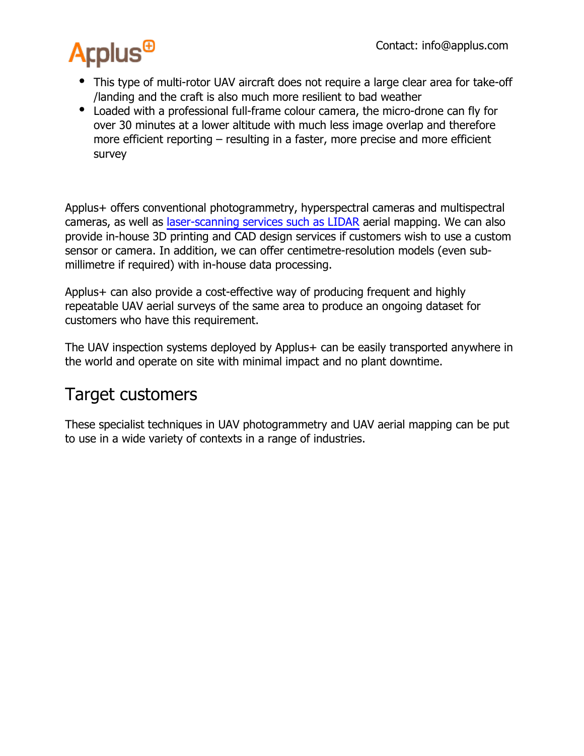- This type of multi-rotor UAV aircraft does not require a large clear area for take-off /landing and the craft is also much more resilient to bad weather
- Loaded with a professional full-frame colour camera, the micro-drone can fly for over 30 minutes at a lower altitude with much less image overlap and therefore more efficient reporting – resulting in a faster, more precise and more efficient survey

Applus+ offers conventional photogrammetry, hyperspectral cameras and multispectral cameras, as well as laser-scanning services such as LIDAR aerial mapping. We can also provide in-house 3D printing and CAD design services if customers wish to use a custom sensor or camera. In addition, we can offer centimetre-resolution models (even sub-millimetre if required) with in-house data processing.

Applus+ can also provide a cost-effective way of producing frequent and highly repeatable UAV aerial surveys of the same area to produce an ongoing dataset for customers who have this requirement.

The UAV inspection systems deployed by Applus+ can be easily transported anywhere in the world and operate on site with minimal impact and no plant downtime.

## Target customers

These specialist techniques in UAV photogrammetry and UAV aerial mapping can be put to use in a wide variety of contexts in a range of industries.